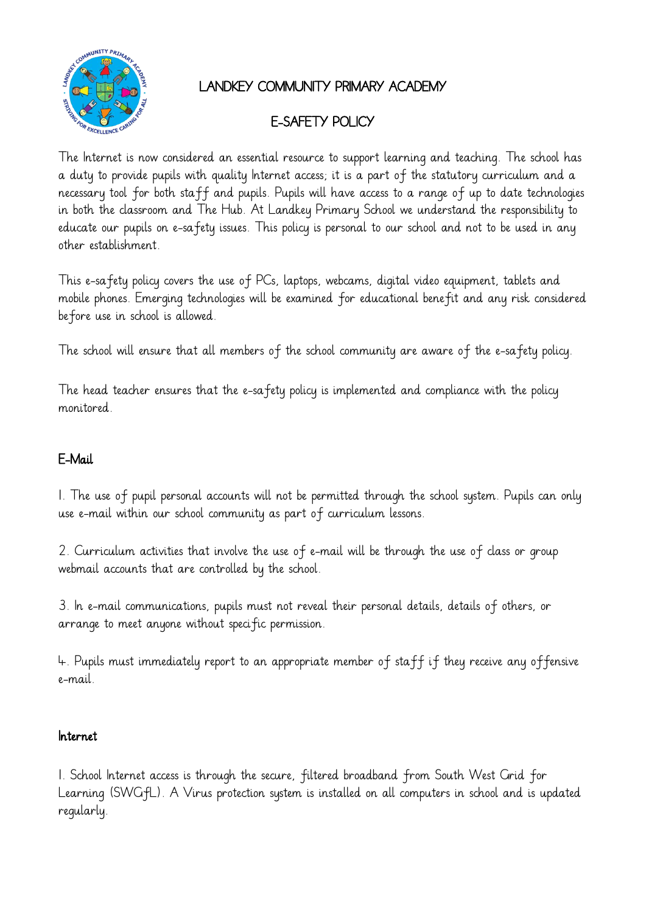# LANDKEY COMMUNITY PRIMARY ACADEMY

## E-SAFETY POLICY

The Internet is now considered an essential resource to support learning and teaching. The school has a duty to provide pupils with quality Internet access; it is a part of the statutory curriculum and a necessary tool for both staff and pupils. Pupils will have access to a range of up to date technologies in both the classroom and The Hub. At Landkey Primary School we understand the responsibility to educate our pupils on e-safety issues. This policy is personal to our school and not to be used in any other establishment.

This e-safety policy covers the use of PCs, laptops, webcams, digital video equipment, tablets and mobile phones. Emerging technologies will be examined for educational benefit and any risk considered before use in school is allowed.

The school will ensure that all members of the school community are aware of the e-safety policy.

The head teacher ensures that the e-safety policy is implemented and compliance with the policy monitored.

### E-Mail

1. The use of pupil personal accounts will not be permitted through the school system. Pupils can only use e-mail within our school community as part of curriculum lessons.

2. Curriculum activities that involve the use of e-mail will be through the use of class or group webmail accounts that are controlled by the school.

3. In e-mail communications, pupils must not reveal their personal details, details of others, or arrange to meet anyone without specific permission.

4. Pupils must immediately report to an appropriate member of staff if they receive any offensive e-mail.

### Internet

1. School Internet access is through the secure, filtered broadband from South West Grid for Learning (SWGfL). A Virus protection system is installed on all computers in school and is updated regularly.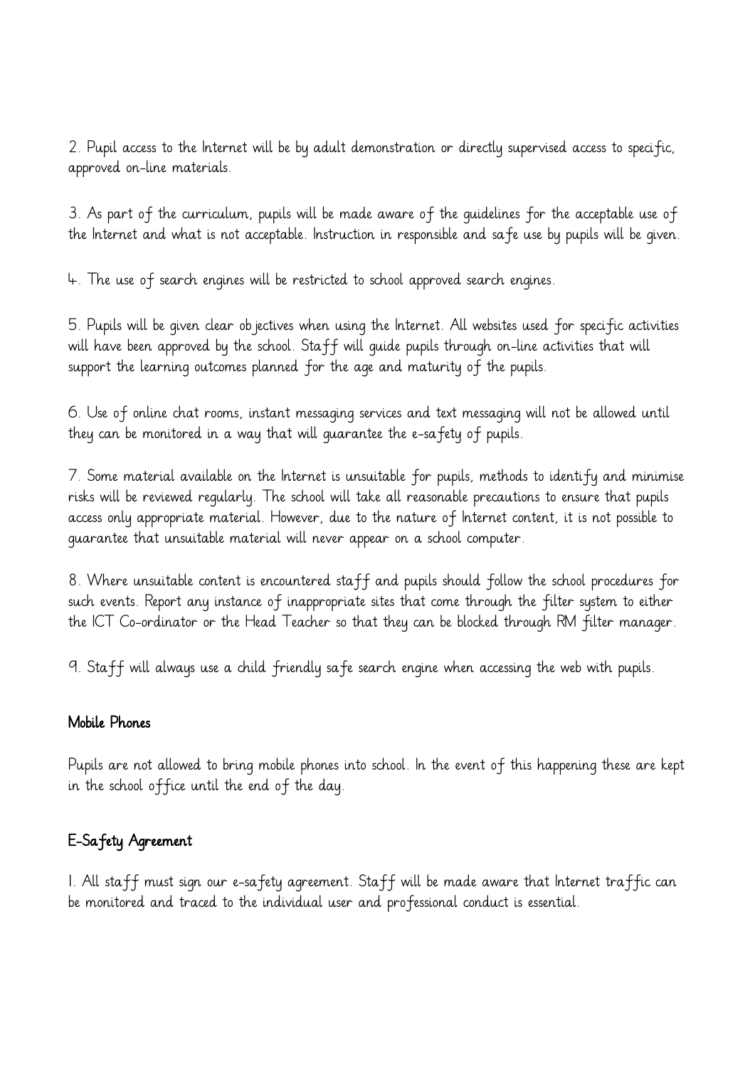2. Pupil access to the Internet will be by adult demonstration or directly supervised access to specific, approved on-line materials.

3. As part of the curriculum, pupils will be made aware of the guidelines for the acceptable use of the Internet and what is not acceptable. Instruction in responsible and safe use by pupils will be given.

4. The use of search engines will be restricted to school approved search engines.

5. Pupils will be given clear objectives when using the Internet. All websites used for specific activities will have been approved by the school. Staff will guide pupils through on-line activities that will support the learning outcomes planned for the age and maturity of the pupils.

6. Use of online chat rooms, instant messaging services and text messaging will not be allowed until they can be monitored in a way that will guarantee the e-safety of pupils.

7. Some material available on the Internet is unsuitable for pupils, methods to identify and minimise risks will be reviewed regularly. The school will take all reasonable precautions to ensure that pupils access only appropriate material. However, due to the nature of Internet content, it is not possible to guarantee that unsuitable material will never appear on a school computer.

8. Where unsuitable content is encountered staff and pupils should follow the school procedures for such events. Report any instance of inappropriate sites that come through the filter system to either the ICT Co-ordinator or the Head Teacher so that they can be blocked through RM filter manager.

9. Staff will always use a child friendly safe search engine when accessing the web with pupils.

## Mobile Phones

Pupils are not allowed to bring mobile phones into school. In the event of this happening these are kept in the school office until the end of the day.

## E-Safety Agreement

1. All staff must sign our e-safety agreement. Staff will be made aware that Internet traffic can be monitored and traced to the individual user and professional conduct is essential.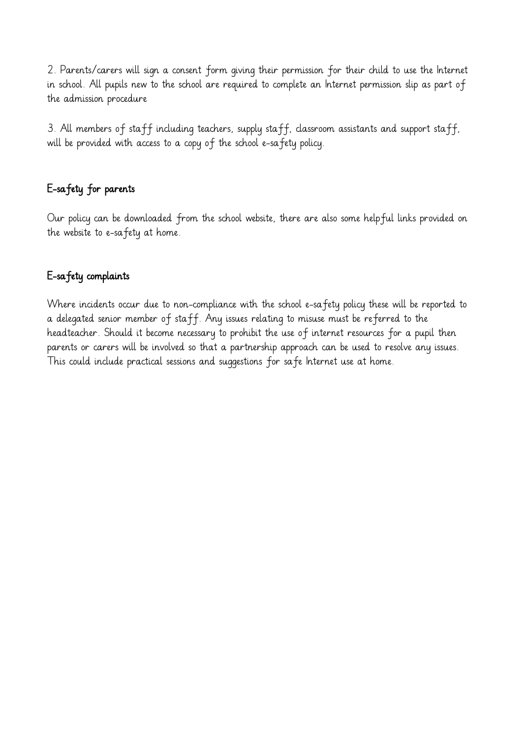2. Parents/carers will sign a consent form giving their permission for their child to use the Internet in school. All pupils new to the school are required to complete an Internet permission slip as part of the admission procedure

3. All members of staff including teachers, supply staff, classroom assistants and support staff, will be provided with access to a copy of the school e-safety policy.

## E-safety for parents

Our policy can be downloaded from the school website, there are also some helpful links provided on the website to e-safety at home.

## E-safety complaints

Where incidents occur due to non-compliance with the school e-safety policy these will be reported to a delegated senior member of staff. Any issues relating to misuse must be referred to the headteacher. Should it become necessary to prohibit the use of internet resources for a pupil then parents or carers will be involved so that a partnership approach can be used to resolve any issues. This could include practical sessions and suggestions for safe Internet use at home.